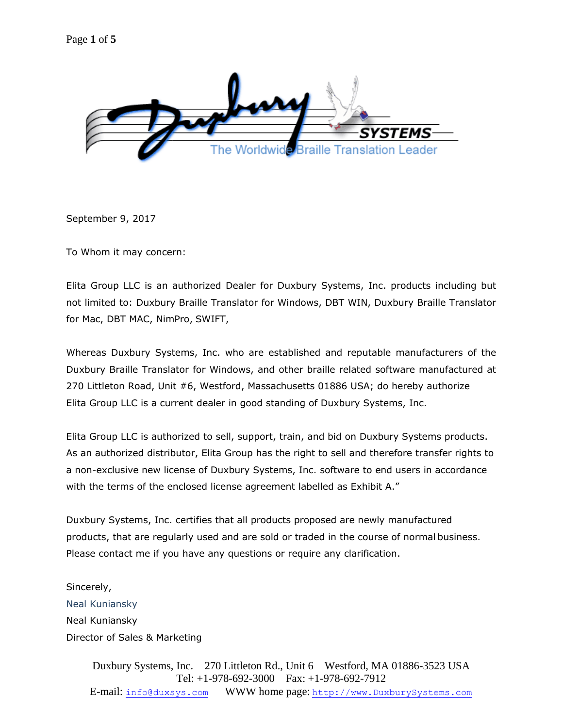Duxbury SYSTEMS
The Worldwide Braille Translation Leader

September 9, 2017

To Whom it may concern:

Elita Group LLC is an authorized Dealer for Duxbury Systems, Inc. products including but not limited to: Duxbury Braille Translator for Windows, DBT WIN, Duxbury Braille Translator for Mac, DBT MAC, NimPro, SWIFT,

Whereas Duxbury Systems, Inc. who are established and reputable manufacturers of the Duxbury Braille Translator for Windows, and other braille related software manufactured at 270 Littleton Road, Unit #6, Westford, Massachusetts 01886 USA; do hereby authorize Elita Group LLC is a current dealer in good standing of Duxbury Systems, Inc.

Elita Group LLC is authorized to sell, support, train, and bid on Duxbury Systems products. As an authorized distributor, Elita Group has the right to sell and therefore transfer rights to a non-exclusive new license of Duxbury Systems, Inc. software to end users in accordance with the terms of the enclosed license agreement labelled as Exhibit A."

Duxbury Systems, Inc. certifies that all products proposed are newly manufactured products, that are regularly used and are sold or traded in the course of normal business. Please contact me if you have any questions or require any clarification.

Sincerely,

Neal Kuniansky

Neal Kuniansky

Director of Sales & Marketing

Duxbury Systems, Inc. 270 Littleton Rd., Unit 6 Westford, MA 01886-3523 USA
Tel: +1-978-692-3000 Fax: +1-978-692-7912
E-mail: info@duxsys.com WWW home page: http://www.DuxburySystems.com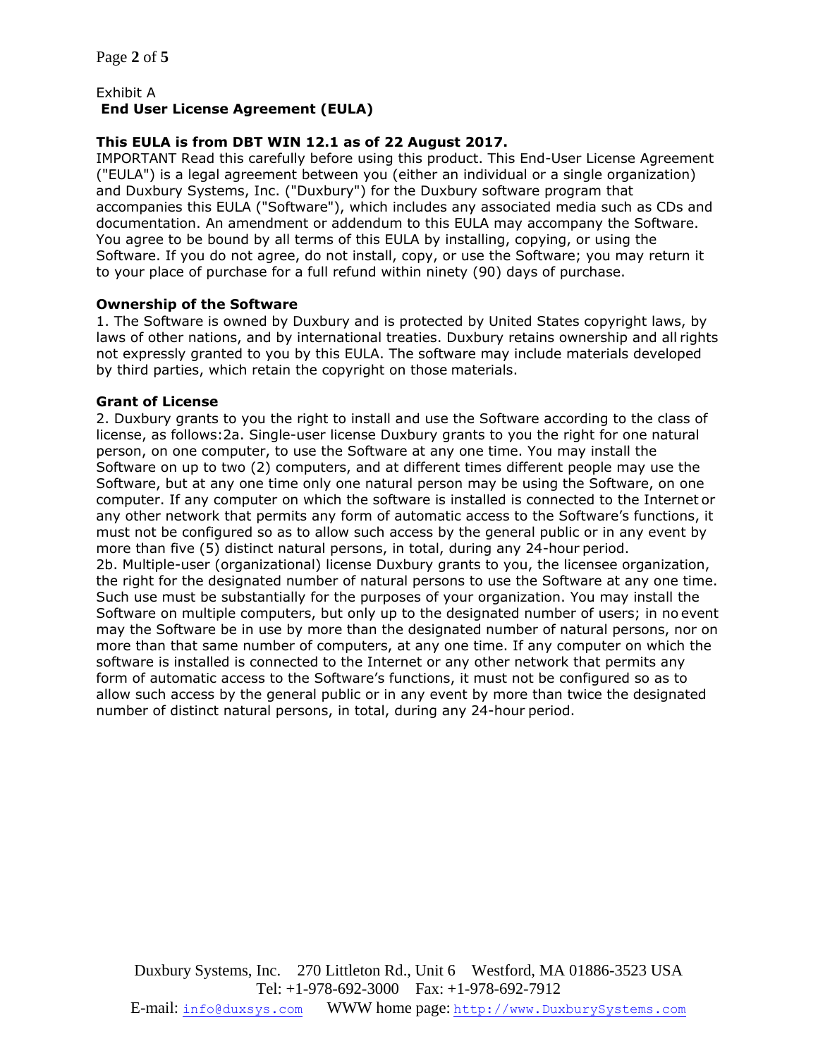Exhibit A

**End User License Agreement (EULA)**

**This EULA is from DBT WIN 12.1 as of 22 August 2017.**

IMPORTANT Read this carefully before using this product. This End-User License Agreement ("EULA") is a legal agreement between you (either an individual or a single organization) and Duxbury Systems, Inc. ("Duxbury") for the Duxbury software program that accompanies this EULA ("Software"), which includes any associated media such as CDs and documentation. An amendment or addendum to this EULA may accompany the Software. You agree to be bound by all terms of this EULA by installing, copying, or using the Software. If you do not agree, do not install, copy, or use the Software; you may return it to your place of purchase for a full refund within ninety (90) days of purchase.

**Ownership of the Software**

1. The Software is owned by Duxbury and is protected by United States copyright laws, by laws of other nations, and by international treaties. Duxbury retains ownership and all rights not expressly granted to you by this EULA. The software may include materials developed by third parties, which retain the copyright on those materials.

**Grant of License**

2. Duxbury grants to you the right to install and use the Software according to the class of license, as follows:2a. Single-user license Duxbury grants to you the right for one natural person, on one computer, to use the Software at any one time. You may install the Software on up to two (2) computers, and at different times different people may use the Software, but at any one time only one natural person may be using the Software, on one computer. If any computer on which the software is installed is connected to the Internet or any other network that permits any form of automatic access to the Software's functions, it must not be configured so as to allow such access by the general public or in any event by more than five (5) distinct natural persons, in total, during any 24-hour period.

2b. Multiple-user (organizational) license Duxbury grants to you, the licensee organization, the right for the designated number of natural persons to use the Software at any one time. Such use must be substantially for the purposes of your organization. You may install the Software on multiple computers, but only up to the designated number of users; in no event may the Software be in use by more than the designated number of natural persons, nor on more than that same number of computers, at any one time. If any computer on which the software is installed is connected to the Internet or any other network that permits any form of automatic access to the Software's functions, it must not be configured so as to allow such access by the general public or in any event by more than twice the designated number of distinct natural persons, in total, during any 24-hour period.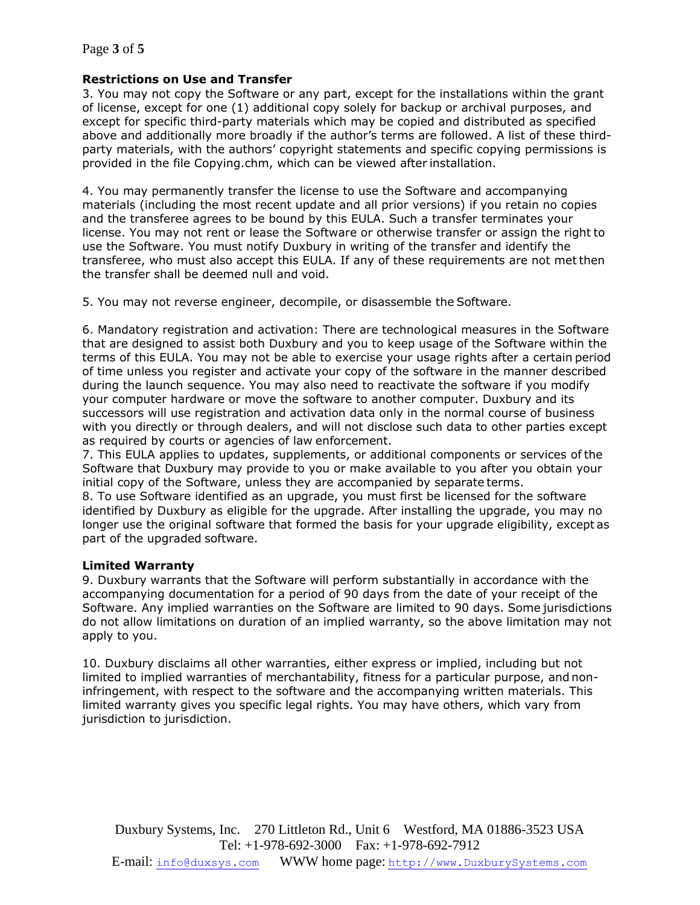**Restrictions on Use and Transfer**

3. You may not copy the Software or any part, except for the installations within the grant of license, except for one (1) additional copy solely for backup or archival purposes, and except for specific third-party materials which may be copied and distributed as specified above and additionally more broadly if the author's terms are followed. A list of these third-party materials, with the authors' copyright statements and specific copying permissions is provided in the file Copying.chm, which can be viewed after installation.

4. You may permanently transfer the license to use the Software and accompanying materials (including the most recent update and all prior versions) if you retain no copies and the transferee agrees to be bound by this EULA. Such a transfer terminates your license. You may not rent or lease the Software or otherwise transfer or assign the right to use the Software. You must notify Duxbury in writing of the transfer and identify the transferee, who must also accept this EULA. If any of these requirements are not met then the transfer shall be deemed null and void.

5. You may not reverse engineer, decompile, or disassemble the Software.

6. Mandatory registration and activation: There are technological measures in the Software that are designed to assist both Duxbury and you to keep usage of the Software within the terms of this EULA. You may not be able to exercise your usage rights after a certain period of time unless you register and activate your copy of the software in the manner described during the launch sequence. You may also need to reactivate the software if you modify your computer hardware or move the software to another computer. Duxbury and its successors will use registration and activation data only in the normal course of business with you directly or through dealers, and will not disclose such data to other parties except as required by courts or agencies of law enforcement.

7. This EULA applies to updates, supplements, or additional components or services of the Software that Duxbury may provide to you or make available to you after you obtain your initial copy of the Software, unless they are accompanied by separate terms.

8. To use Software identified as an upgrade, you must first be licensed for the software identified by Duxbury as eligible for the upgrade. After installing the upgrade, you may no longer use the original software that formed the basis for your upgrade eligibility, except as part of the upgraded software.

**Limited Warranty**

9. Duxbury warrants that the Software will perform substantially in accordance with the accompanying documentation for a period of 90 days from the date of your receipt of the Software. Any implied warranties on the Software are limited to 90 days. Some jurisdictions do not allow limitations on duration of an implied warranty, so the above limitation may not apply to you.

10. Duxbury disclaims all other warranties, either express or implied, including but not limited to implied warranties of merchantability, fitness for a particular purpose, and non-infringement, with respect to the software and the accompanying written materials. This limited warranty gives you specific legal rights. You may have others, which vary from jurisdiction to jurisdiction.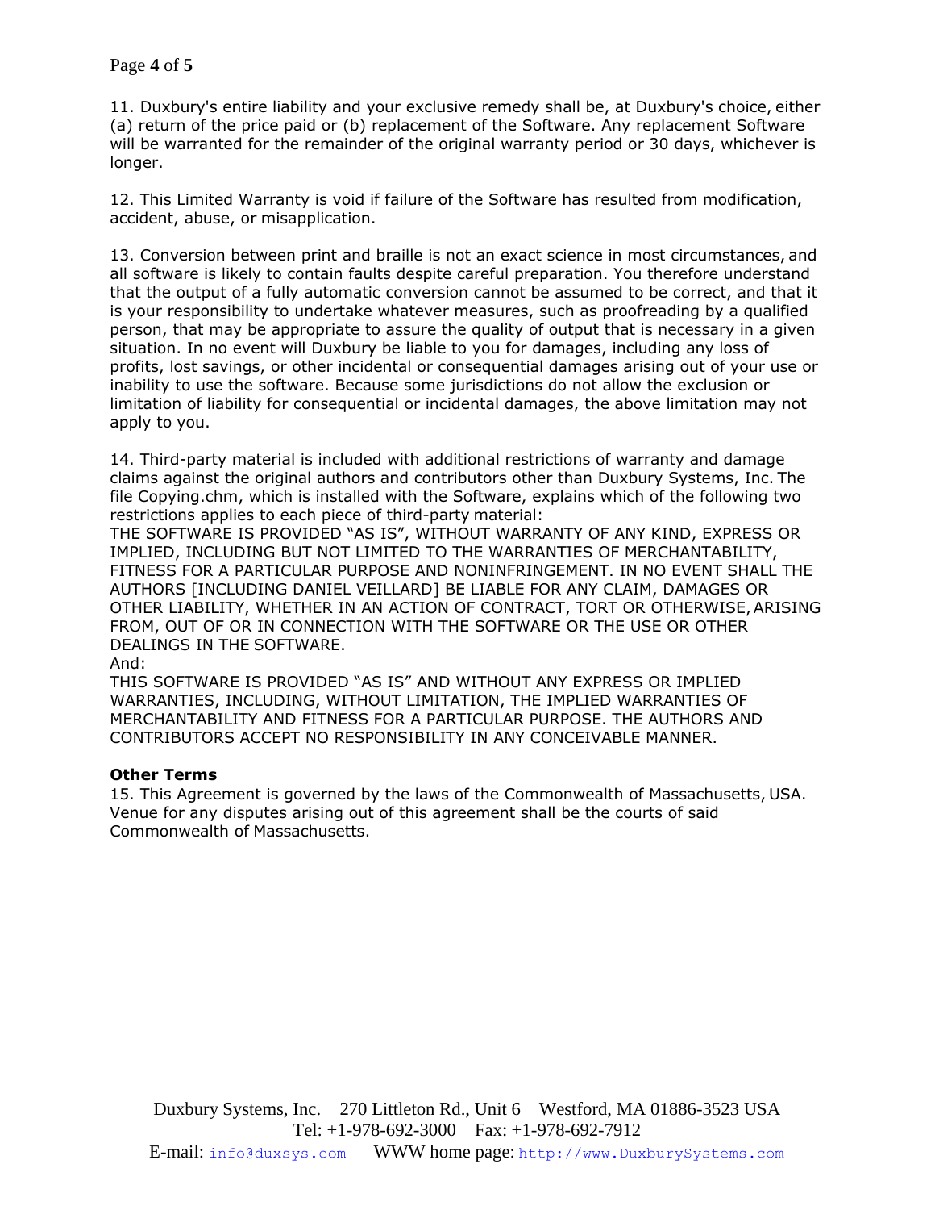11. Duxbury's entire liability and your exclusive remedy shall be, at Duxbury's choice, either (a) return of the price paid or (b) replacement of the Software. Any replacement Software will be warranted for the remainder of the original warranty period or 30 days, whichever is longer.

12. This Limited Warranty is void if failure of the Software has resulted from modification, accident, abuse, or misapplication.

13. Conversion between print and braille is not an exact science in most circumstances, and all software is likely to contain faults despite careful preparation. You therefore understand that the output of a fully automatic conversion cannot be assumed to be correct, and that it is your responsibility to undertake whatever measures, such as proofreading by a qualified person, that may be appropriate to assure the quality of output that is necessary in a given situation. In no event will Duxbury be liable to you for damages, including any loss of profits, lost savings, or other incidental or consequential damages arising out of your use or inability to use the software. Because some jurisdictions do not allow the exclusion or limitation of liability for consequential or incidental damages, the above limitation may not apply to you.

14. Third-party material is included with additional restrictions of warranty and damage claims against the original authors and contributors other than Duxbury Systems, Inc. The file Copying.chm, which is installed with the Software, explains which of the following two restrictions applies to each piece of third-party material:
THE SOFTWARE IS PROVIDED "AS IS", WITHOUT WARRANTY OF ANY KIND, EXPRESS OR IMPLIED, INCLUDING BUT NOT LIMITED TO THE WARRANTIES OF MERCHANTABILITY, FITNESS FOR A PARTICULAR PURPOSE AND NONINFRINGEMENT. IN NO EVENT SHALL THE AUTHORS [INCLUDING DANIEL VEILLARD] BE LIABLE FOR ANY CLAIM, DAMAGES OR OTHER LIABILITY, WHETHER IN AN ACTION OF CONTRACT, TORT OR OTHERWISE, ARISING FROM, OUT OF OR IN CONNECTION WITH THE SOFTWARE OR THE USE OR OTHER DEALINGS IN THE SOFTWARE.
And:
THIS SOFTWARE IS PROVIDED "AS IS" AND WITHOUT ANY EXPRESS OR IMPLIED WARRANTIES, INCLUDING, WITHOUT LIMITATION, THE IMPLIED WARRANTIES OF MERCHANTABILITY AND FITNESS FOR A PARTICULAR PURPOSE. THE AUTHORS AND CONTRIBUTORS ACCEPT NO RESPONSIBILITY IN ANY CONCEIVABLE MANNER.

**Other Terms**
15. This Agreement is governed by the laws of the Commonwealth of Massachusetts, USA. Venue for any disputes arising out of this agreement shall be the courts of said Commonwealth of Massachusetts.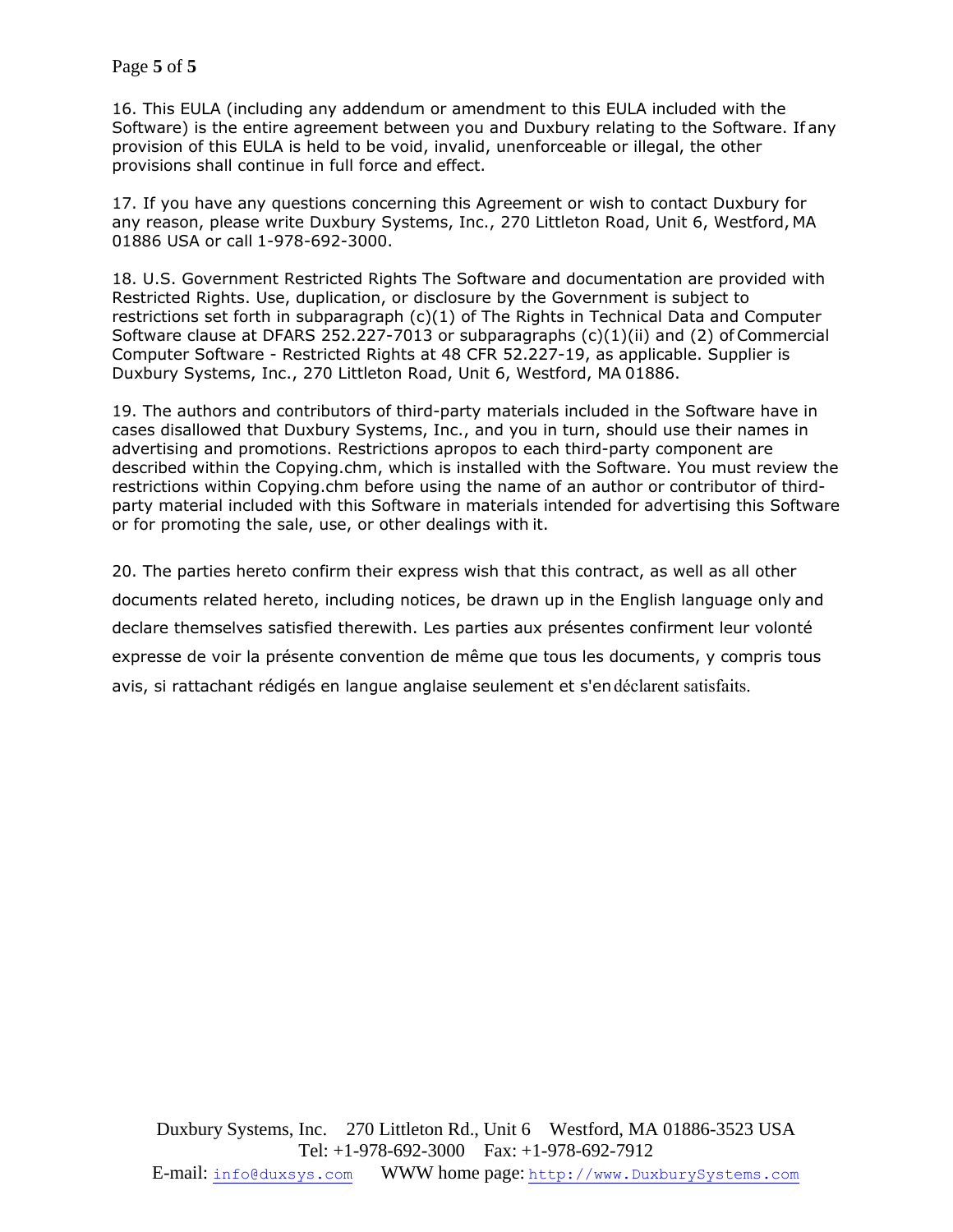16. This EULA (including any addendum or amendment to this EULA included with the Software) is the entire agreement between you and Duxbury relating to the Software. If any provision of this EULA is held to be void, invalid, unenforceable or illegal, the other provisions shall continue in full force and effect.

17. If you have any questions concerning this Agreement or wish to contact Duxbury for any reason, please write Duxbury Systems, Inc., 270 Littleton Road, Unit 6, Westford, MA 01886 USA or call 1-978-692-3000.

18. U.S. Government Restricted Rights The Software and documentation are provided with Restricted Rights. Use, duplication, or disclosure by the Government is subject to restrictions set forth in subparagraph (c)(1) of The Rights in Technical Data and Computer Software clause at DFARS 252.227-7013 or subparagraphs (c)(1)(ii) and (2) of Commercial Computer Software - Restricted Rights at 48 CFR 52.227-19, as applicable. Supplier is Duxbury Systems, Inc., 270 Littleton Road, Unit 6, Westford, MA 01886.

19. The authors and contributors of third-party materials included in the Software have in cases disallowed that Duxbury Systems, Inc., and you in turn, should use their names in advertising and promotions. Restrictions apropos to each third-party component are described within the Copying.chm, which is installed with the Software. You must review the restrictions within Copying.chm before using the name of an author or contributor of third-party material included with this Software in materials intended for advertising this Software or for promoting the sale, use, or other dealings with it.

20. The parties hereto confirm their express wish that this contract, as well as all other documents related hereto, including notices, be drawn up in the English language only and declare themselves satisfied therewith. Les parties aux présentes confirment leur volonté expresse de voir la présente convention de même que tous les documents, y compris tous avis, si rattachant rédigés en langue anglaise seulement et s'en déclarent satisfaits.

Duxbury Systems, Inc. 270 Littleton Rd., Unit 6 Westford, MA 01886-3523 USA
Tel: +1-978-692-3000 Fax: +1-978-692-7912
E-mail: info@duxsys.com WWW home page: http://www.DuxburySystems.com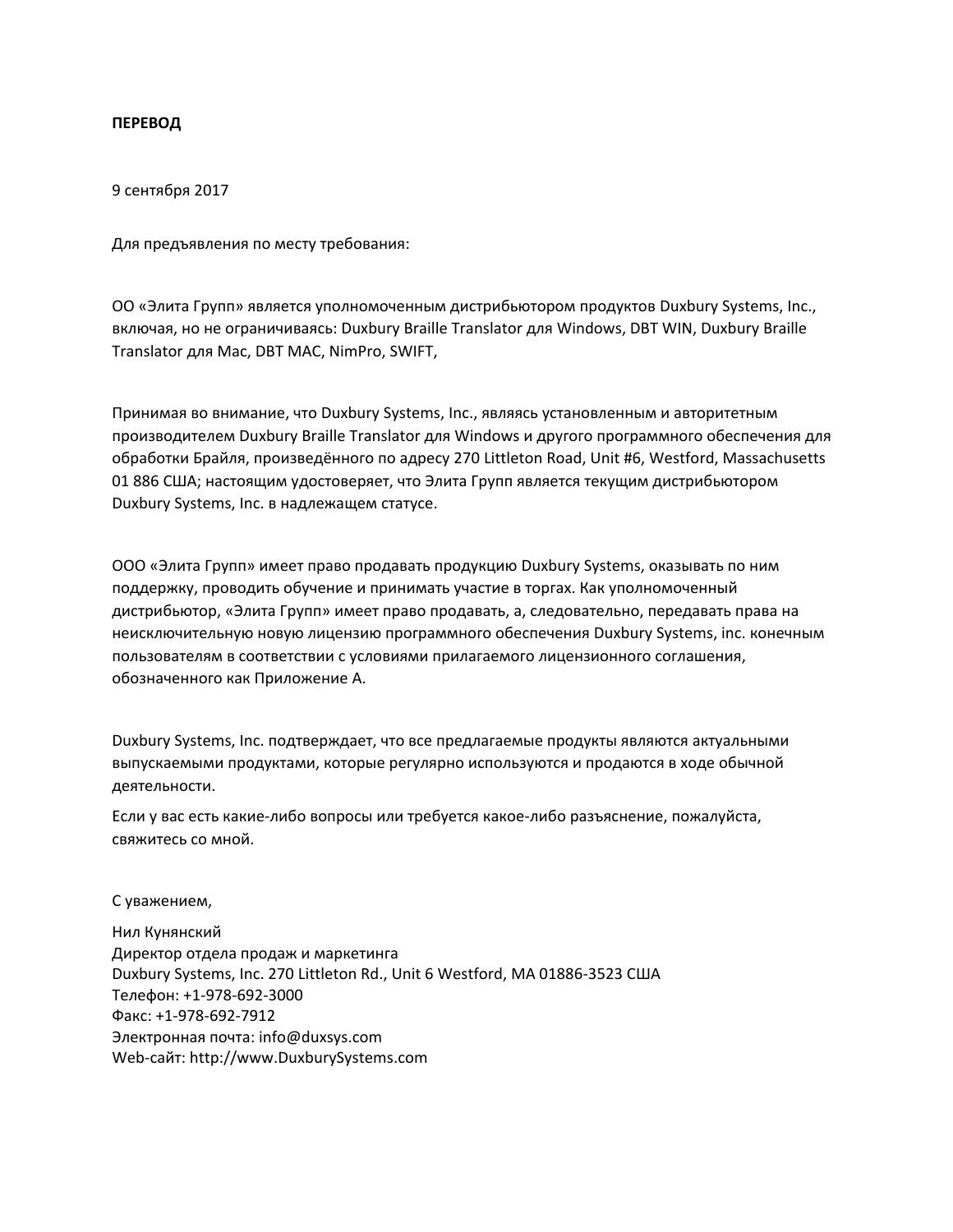**ПЕРЕВОД**

9 сентября 2017

Для предъявления по месту требования:

ОО «Элита Групп» является уполномоченным дистрибьютором продуктов Duxbury Systems, Inc., включая, но не ограничиваясь: Duxbury Braille Translator для Windows, DBT WIN, Duxbury Braille Translator для Mac, DBT MAC, NimPro, SWIFT,

Принимая во внимание, что Duxbury Systems, Inc., являясь установленным и авторитетным производителем Duxbury Braille Translator для Windows и другого программного обеспечения для обработки Брайля, произведённого по адресу 270 Littleton Road, Unit #6, Westford, Massachusetts 01 886 США; настоящим удостоверяет, что Элита Групп является текущим дистрибьютором Duxbury Systems, Inc. в надлежащем статусе.

ООО «Элита Групп» имеет право продавать продукцию Duxbury Systems, оказывать по ним поддержку, проводить обучение и принимать участие в торгах. Как уполномоченный дистрибьютор, «Элита Групп» имеет право продавать, а, следовательно, передавать права на неисключительную новую лицензию программного обеспечения Duxbury Systems, inc. конечным пользователям в соответствии с условиями прилагаемого лицензионного соглашения, обозначенного как Приложение А.

Duxbury Systems, Inc. подтверждает, что все предлагаемые продукты являются актуальными выпускаемыми продуктами, которые регулярно используются и продаются в ходе обычной деятельности.

Если у вас есть какие-либо вопросы или требуется какое-либо разъяснение, пожалуйста, свяжитесь со мной.

С уважением,

Нил Кунянский  
Директор отдела продаж и маркетинга  
Duxbury Systems, Inc. 270 Littleton Rd., Unit 6 Westford, MA 01886-3523 США  
Телефон: +1-978-692-3000  
Факс: +1-978-692-7912  
Электронная почта: info@duxsys.com  
Web-сайт: http://www.DuxburySystems.com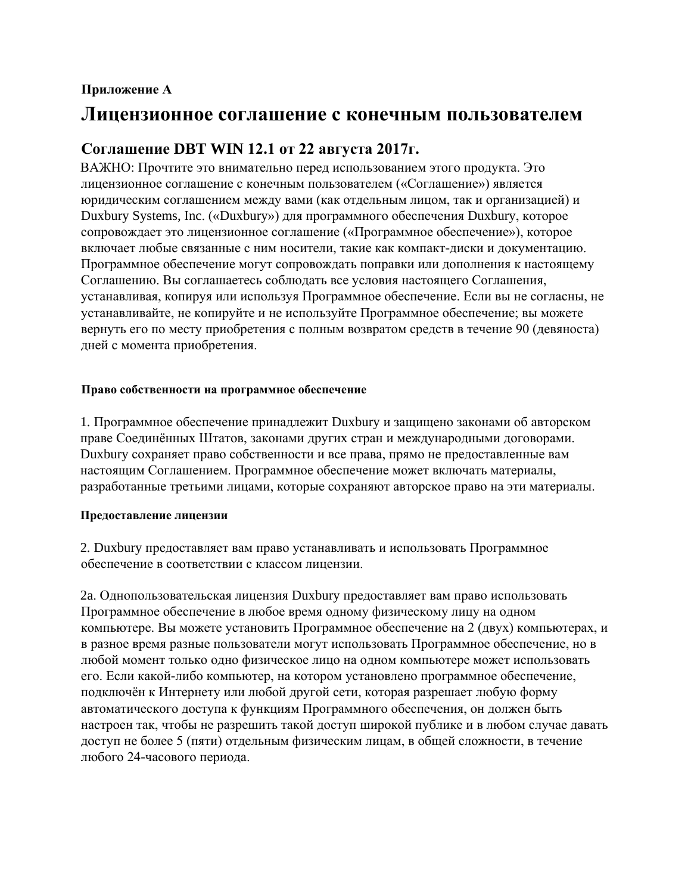**Приложение A**

# Лицензионное соглашение с конечным пользователем

## Соглашение DBT WIN 12.1 от 22 августа 2017г.

ВАЖНО: Прочтите это внимательно перед использованием этого продукта. Это лицензионное соглашение с конечным пользователем («Соглашение») является юридическим соглашением между вами (как отдельным лицом, так и организацией) и Duxbury Systems, Inc. («Duxbury») для программного обеспечения Duxbury, которое сопровождает это лицензионное соглашение («Программное обеспечение»), которое включает любые связанные с ним носители, такие как компакт-диски и документацию. Программное обеспечение могут сопровождать поправки или дополнения к настоящему Соглашению. Вы соглашаетесь соблюдать все условия настоящего Соглашения, устанавливая, копируя или используя Программное обеспечение. Если вы не согласны, не устанавливайте, не копируйте и не используйте Программное обеспечение; вы можете вернуть его по месту приобретения с полным возвратом средств в течение 90 (девяноста) дней с момента приобретения.

**Право собственности на программное обеспечение**

1. Программное обеспечение принадлежит Duxbury и защищено законами об авторском праве Соединённых Штатов, законами других стран и международными договорами. Duxbury сохраняет право собственности и все права, прямо не предоставленные вам настоящим Соглашением. Программное обеспечение может включать материалы, разработанные третьими лицами, которые сохраняют авторское право на эти материалы.

**Предоставление лицензии**

2. Duxbury предоставляет вам право устанавливать и использовать Программное обеспечение в соответствии с классом лицензии.

2a. Однопользовательская лицензия Duxbury предоставляет вам право использовать Программное обеспечение в любое время одному физическому лицу на одном компьютере. Вы можете установить Программное обеспечение на 2 (двух) компьютерах, и в разное время разные пользователи могут использовать Программное обеспечение, но в любой момент только одно физическое лицо на одном компьютере может использовать его. Если какой-либо компьютер, на котором установлено программное обеспечение, подключён к Интернету или любой другой сети, которая разрешает любую форму автоматического доступа к функциям Программного обеспечения, он должен быть настроен так, чтобы не разрешить такой доступ широкой публике и в любом случае давать доступ не более 5 (пяти) отдельным физическим лицам, в общей сложности, в течение любого 24-часового периода.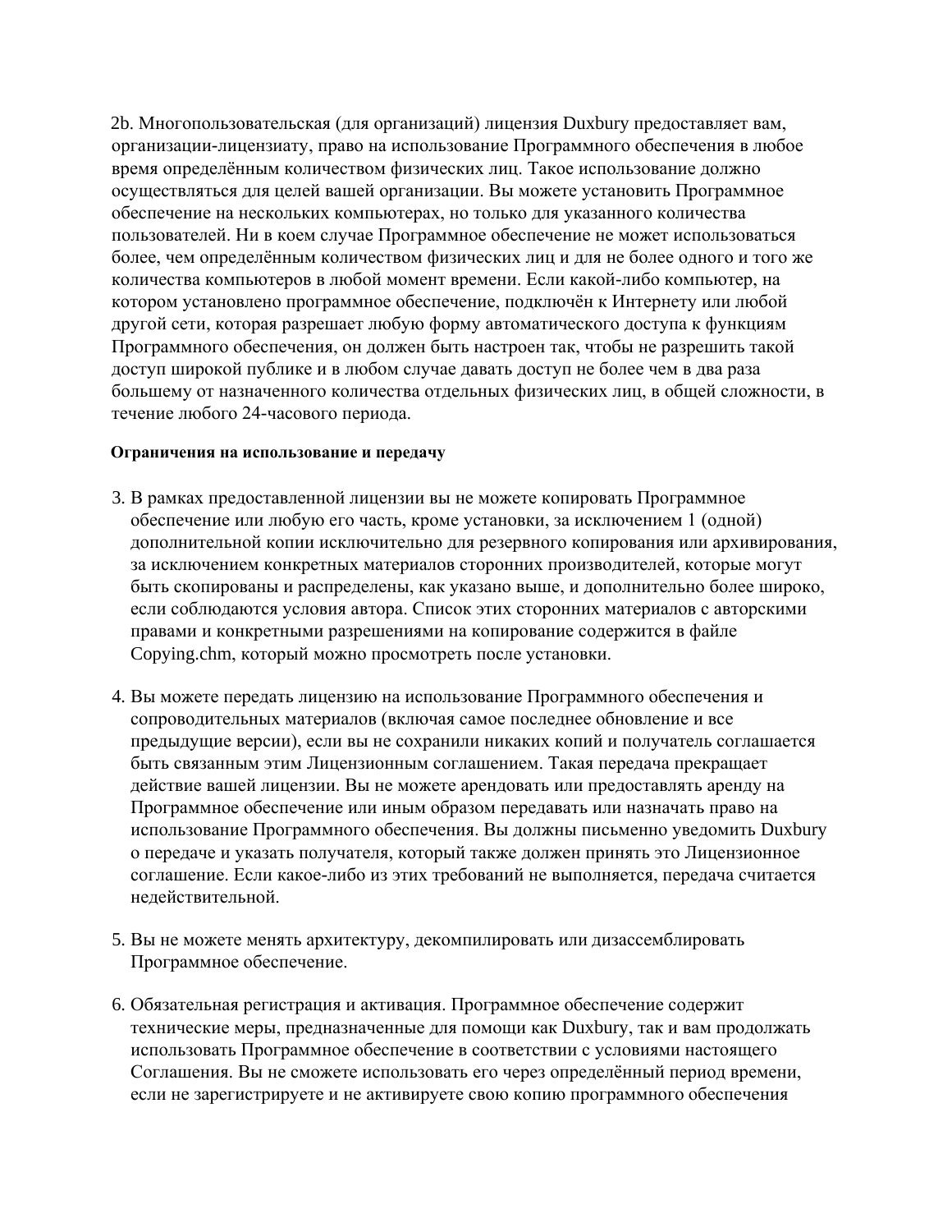2b. Многопользовательская (для организаций) лицензия Duxbury предоставляет вам, организации-лицензиату, право на использование Программного обеспечения в любое время определённым количеством физических лиц. Такое использование должно осуществляться для целей вашей организации. Вы можете установить Программное обеспечение на нескольких компьютерах, но только для указанного количества пользователей. Ни в коем случае Программное обеспечение не может использоваться более, чем определённым количеством физических лиц и для не более одного и того же количества компьютеров в любой момент времени. Если какой-либо компьютер, на котором установлено программное обеспечение, подключён к Интернету или любой другой сети, которая разрешает любую форму автоматического доступа к функциям Программного обеспечения, он должен быть настроен так, чтобы не разрешить такой доступ широкой публике и в любом случае давать доступ не более чем в два раза большему от назначенного количества отдельных физических лиц, в общей сложности, в течение любого 24-часового периода.

**Ограничения на использование и передачу**

3. В рамках предоставленной лицензии вы не можете копировать Программное обеспечение или любую его часть, кроме установки, за исключением 1 (одной) дополнительной копии исключительно для резервного копирования или архивирования, за исключением конкретных материалов сторонних производителей, которые могут быть скопированы и распределены, как указано выше, и дополнительно более широко, если соблюдаются условия автора. Список этих сторонних материалов с авторскими правами и конкретными разрешениями на копирование содержится в файле Copying.chm, который можно просмотреть после установки.

4. Вы можете передать лицензию на использование Программного обеспечения и сопроводительных материалов (включая самое последнее обновление и все предыдущие версии), если вы не сохранили никаких копий и получатель соглашается быть связанным этим Лицензионным соглашением. Такая передача прекращает действие вашей лицензии. Вы не можете арендовать или предоставлять аренду на Программное обеспечение или иным образом передавать или назначать право на использование Программного обеспечения. Вы должны письменно уведомить Duxbury о передаче и указать получателя, который также должен принять это Лицензионное соглашение. Если какое-либо из этих требований не выполняется, передача считается недействительной.

5. Вы не можете менять архитектуру, декомпилировать или дизассемблировать Программное обеспечение.

6. Обязательная регистрация и активация. Программное обеспечение содержит технические меры, предназначенные для помощи как Duxbury, так и вам продолжать использовать Программное обеспечение в соответствии с условиями настоящего Соглашения. Вы не сможете использовать его через определённый период времени, если не зарегистрируете и не активируете свою копию программного обеспечения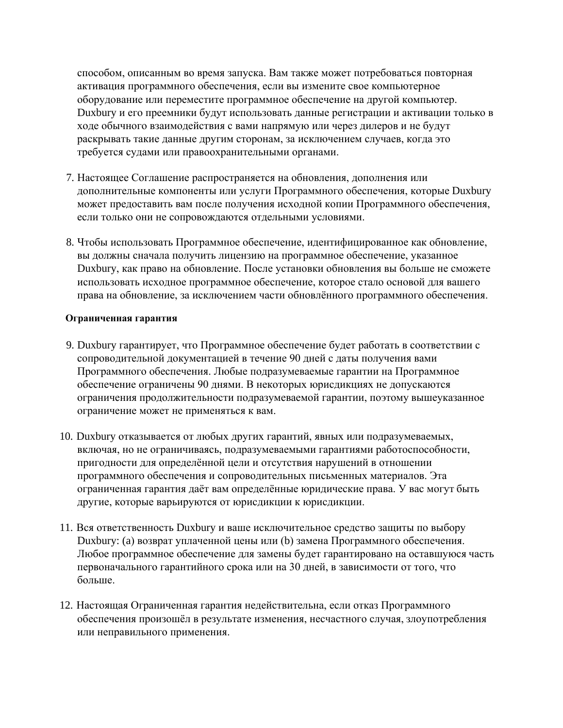способом, описанным во время запуска. Вам также может потребоваться повторная активация программного обеспечения, если вы измените свое компьютерное оборудование или переместите программное обеспечение на другой компьютер. Duxbury и его преемники будут использовать данные регистрации и активации только в ходе обычного взаимодействия с вами напрямую или через дилеров и не будут раскрывать такие данные другим сторонам, за исключением случаев, когда это требуется судами или правоохранительными органами.

7. Настоящее Соглашение распространяется на обновления, дополнения или дополнительные компоненты или услуги Программного обеспечения, которые Duxbury может предоставить вам после получения исходной копии Программного обеспечения, если только они не сопровождаются отдельными условиями.

8. Чтобы использовать Программное обеспечение, идентифицированное как обновление, вы должны сначала получить лицензию на программное обеспечение, указанное Duxbury, как право на обновление. После установки обновления вы больше не сможете использовать исходное программное обеспечение, которое стало основой для вашего права на обновление, за исключением части обновлённого программного обеспечения.

**Ограниченная гарантия**

9. Duxbury гарантирует, что Программное обеспечение будет работать в соответствии с сопроводительной документацией в течение 90 дней с даты получения вами Программного обеспечения. Любые подразумеваемые гарантии на Программное обеспечение ограничены 90 днями. В некоторых юрисдикциях не допускаются ограничения продолжительности подразумеваемой гарантии, поэтому вышеуказанное ограничение может не применяться к вам.

10. Duxbury отказывается от любых других гарантий, явных или подразумеваемых, включая, но не ограничиваясь, подразумеваемыми гарантиями работоспособности, пригодности для определённой цели и отсутствия нарушений в отношении программного обеспечения и сопроводительных письменных материалов. Эта ограниченная гарантия даёт вам определённые юридические права. У вас могут быть другие, которые варьируются от юрисдикции к юрисдикции.

11. Вся ответственность Duxbury и ваше исключительное средство защиты по выбору Duxbury: (a) возврат уплаченной цены или (b) замена Программного обеспечения. Любое программное обеспечение для замены будет гарантировано на оставшуюся часть первоначального гарантийного срока или на 30 дней, в зависимости от того, что больше.

12. Настоящая Ограниченная гарантия недействительна, если отказ Программного обеспечения произошёл в результате изменения, несчастного случая, злоупотребления или неправильного применения.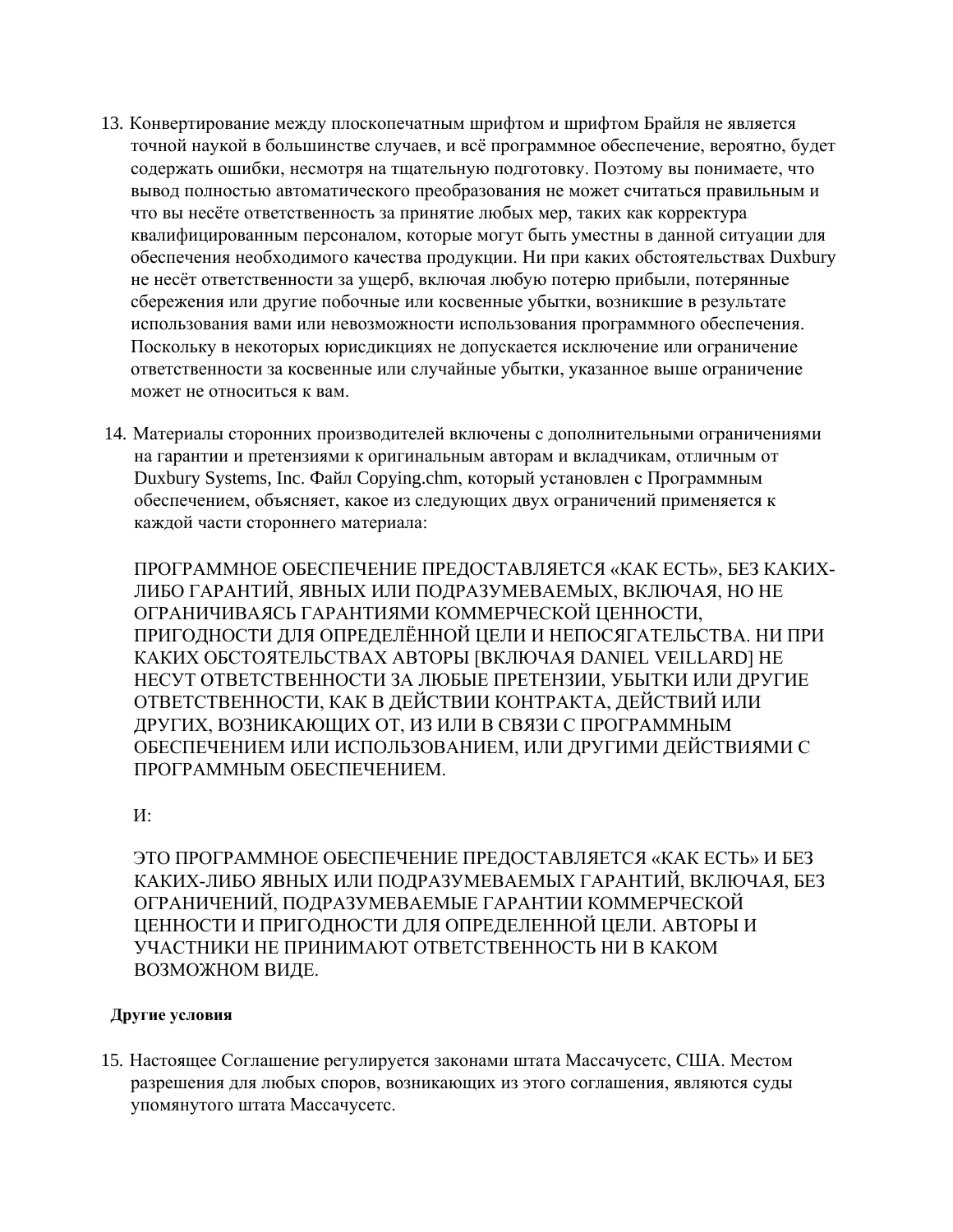13. Конвертирование между плоскопечатным шрифтом и шрифтом Брайля не является точной наукой в большинстве случаев, и всё программное обеспечение, вероятно, будет содержать ошибки, несмотря на тщательную подготовку. Поэтому вы понимаете, что вывод полностью автоматического преобразования не может считаться правильным и что вы несёте ответственность за принятие любых мер, таких как корректура квалифицированным персоналом, которые могут быть уместны в данной ситуации для обеспечения необходимого качества продукции. Ни при каких обстоятельствах Duxbury не несёт ответственности за ущерб, включая любую потерю прибыли, потерянные сбережения или другие побочные или косвенные убытки, возникшие в результате использования вами или невозможности использования программного обеспечения. Поскольку в некоторых юрисдикциях не допускается исключение или ограничение ответственности за косвенные или случайные убытки, указанное выше ограничение может не относиться к вам.

14. Материалы сторонних производителей включены с дополнительными ограничениями на гарантии и претензиями к оригинальным авторам и вкладчикам, отличным от Duxbury Systems, Inc. Файл Copying.chm, который установлен с Программным обеспечением, объясняет, какое из следующих двух ограничений применяется к каждой части стороннего материала:

    ПРОГРАММНОЕ ОБЕСПЕЧЕНИЕ ПРЕДОСТАВЛЯЕТСЯ «КАК ЕСТЬ», БЕЗ КАКИХ-ЛИБО ГАРАНТИЙ, ЯВНЫХ ИЛИ ПОДРАЗУМЕВАЕМЫХ, ВКЛЮЧАЯ, НО НЕ ОГРАНИЧИВАЯСЬ ГАРАНТИЯМИ КОММЕРЧЕСКОЙ ЦЕННОСТИ, ПРИГОДНОСТИ ДЛЯ ОПРЕДЕЛЁННОЙ ЦЕЛИ И НЕПОСЯГАТЕЛЬСТВА. НИ ПРИ КАКИХ ОБСТОЯТЕЛЬСТВАХ АВТОРЫ [ВКЛЮЧАЯ DANIEL VEILLARD] НЕ НЕСУТ ОТВЕТСТВЕННОСТИ ЗА ЛЮБЫЕ ПРЕТЕНЗИИ, УБЫТКИ ИЛИ ДРУГИЕ ОТВЕТСТВЕННОСТИ, КАК В ДЕЙСТВИИ КОНТРАКТА, ДЕЙСТВИЙ ИЛИ ДРУГИХ, ВОЗНИКАЮЩИХ ОТ, ИЗ ИЛИ В СВЯЗИ С ПРОГРАММНЫМ ОБЕСПЕЧЕНИЕМ ИЛИ ИСПОЛЬЗОВАНИЕМ, ИЛИ ДРУГИМИ ДЕЙСТВИЯМИ С ПРОГРАММНЫМ ОБЕСПЕЧЕНИЕМ.

    И:

    ЭТО ПРОГРАММНОЕ ОБЕСПЕЧЕНИЕ ПРЕДОСТАВЛЯЕТСЯ «КАК ЕСТЬ» И БЕЗ КАКИХ-ЛИБО ЯВНЫХ ИЛИ ПОДРАЗУМЕВАЕМЫХ ГАРАНТИЙ, ВКЛЮЧАЯ, БЕЗ ОГРАНИЧЕНИЙ, ПОДРАЗУМЕВАЕМЫЕ ГАРАНТИИ КОММЕРЧЕСКОЙ ЦЕННОСТИ И ПРИГОДНОСТИ ДЛЯ ОПРЕДЕЛЕННОЙ ЦЕЛИ. АВТОРЫ И УЧАСТНИКИ НЕ ПРИНИМАЮТ ОТВЕТСТВЕННОСТЬ НИ В КАКОМ ВОЗМОЖНОМ ВИДЕ.

**Другие условия**

15. Настоящее Соглашение регулируется законами штата Массачусетс, США. Местом разрешения для любых споров, возникающих из этого соглашения, являются суды упомянутого штата Массачусетс.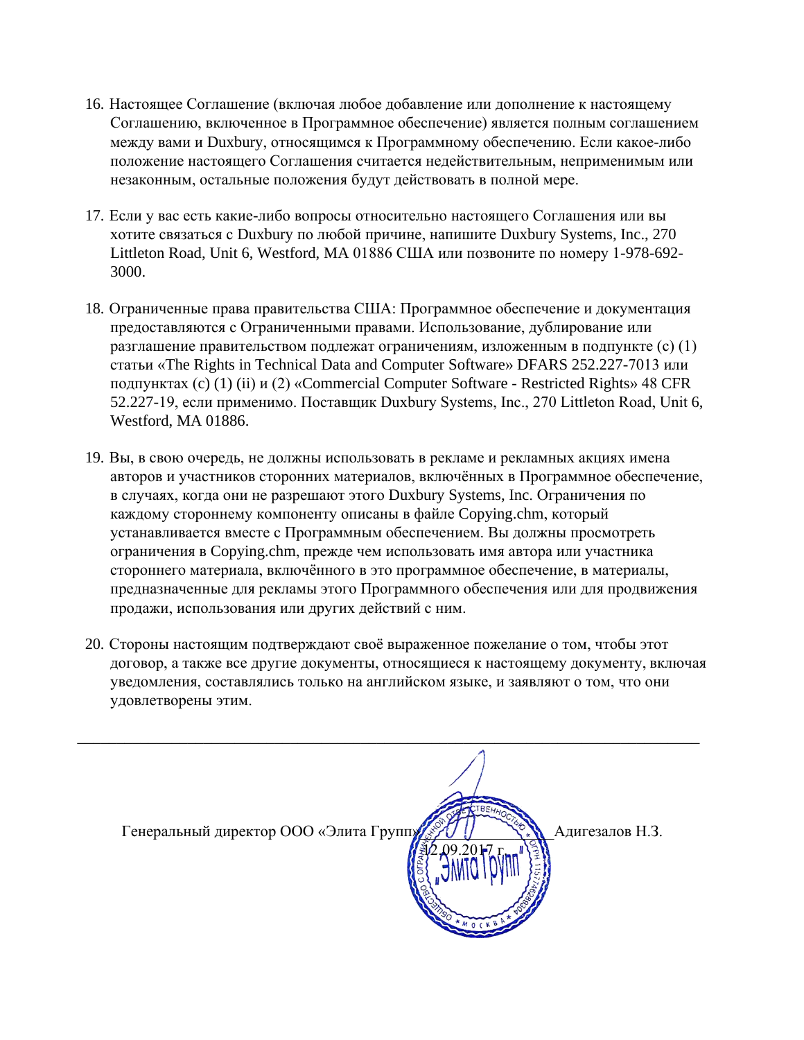16. Настоящее Соглашение (включая любое добавление или дополнение к настоящему Соглашению, включенное в Программное обеспечение) является полным соглашением между вами и Duxbury, относящимся к Программному обеспечению. Если какое-либо положение настоящего Соглашения считается недействительным, неприменимым или незаконным, остальные положения будут действовать в полной мере.

17. Если у вас есть какие-либо вопросы относительно настоящего Соглашения или вы хотите связаться с Duxbury по любой причине, напишите Duxbury Systems, Inc., 270 Littleton Road, Unit 6, Westford, MA 01886 США или позвоните по номеру 1-978-692-3000.

18. Ограниченные права правительства США: Программное обеспечение и документация предоставляются с Ограниченными правами. Использование, дублирование или разглашение правительством подлежат ограничениям, изложенным в подпункте (c) (1) статьи «The Rights in Technical Data and Computer Software» DFARS 252.227-7013 или подпунктах (c) (1) (ii) и (2) «Commercial Computer Software - Restricted Rights» 48 CFR 52.227-19, если применимо. Поставщик Duxbury Systems, Inc., 270 Littleton Road, Unit 6, Westford, MA 01886.

19. Вы, в свою очередь, не должны использовать в рекламе и рекламных акциях имена авторов и участников сторонних материалов, включённых в Программное обеспечение, в случаях, когда они не разрешают этого Duxbury Systems, Inc. Ограничения по каждому стороннему компоненту описаны в файле Copying.chm, который устанавливается вместе с Программным обеспечением. Вы должны просмотреть ограничения в Copying.chm, прежде чем использовать имя автора или участника стороннего материала, включённого в это программное обеспечение, в материалы, предназначенные для рекламы этого Программного обеспечения или для продвижения продажи, использования или других действий с ним.

20. Стороны настоящим подтверждают своё выраженное пожелание о том, чтобы этот договор, а также все другие документы, относящиеся к настоящему документу, включая уведомления, составлялись только на английском языке, и заявляют о том, что они удовлетворены этим.

---

Генеральный директор ООО «Элита Групп» \_\_\_\_\_\_\_\_\_\_\_\_\_ Адигезалов Н.З.

12.09.2017 г.

Общество с ограниченной ответственностью „Элита Групп" ОГРН 1157746288004 \* Москва \*